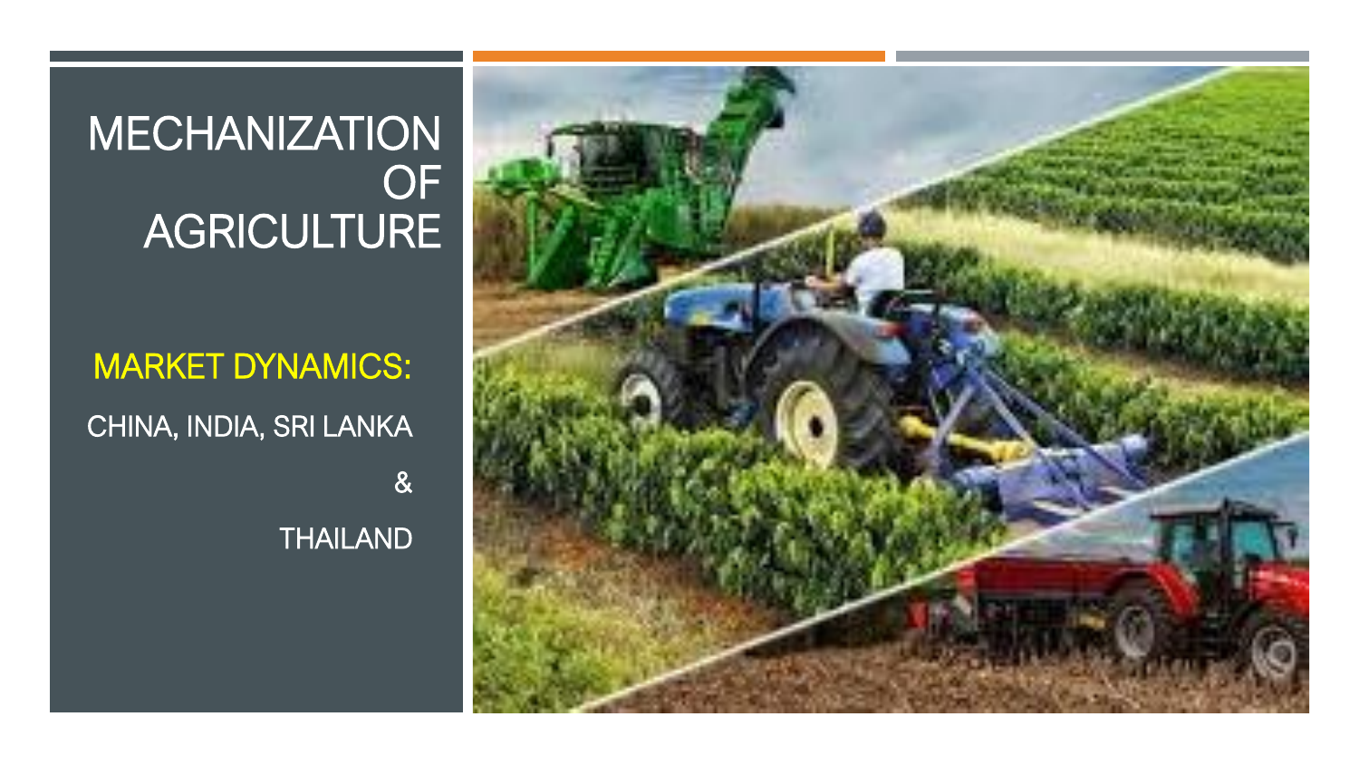# MECHANIZATION OF AGRICULTURE

## MARKET DYNAMICS:

CHINA, INDIA, SRI LANKA

&

THAILAND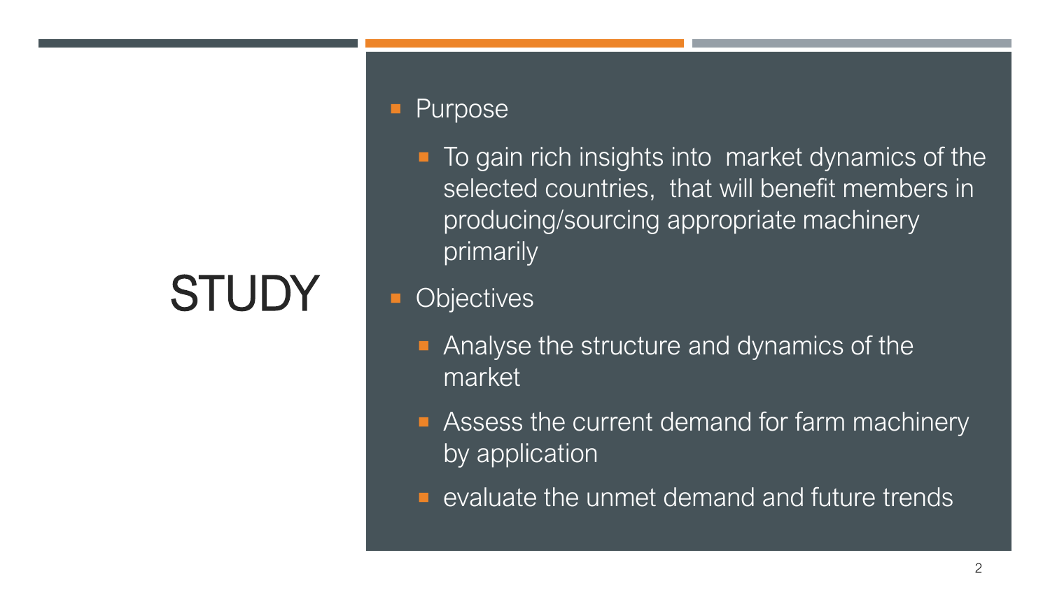# STUDY

- Purpose
  - To gain rich insights into market dynamics of the selected countries, that will benefit members in producing/sourcing appropriate machinery primarily
- Objectives
  - Analyse the structure and dynamics of the market
  - Assess the current demand for farm machinery by application
  - evaluate the unmet demand and future trends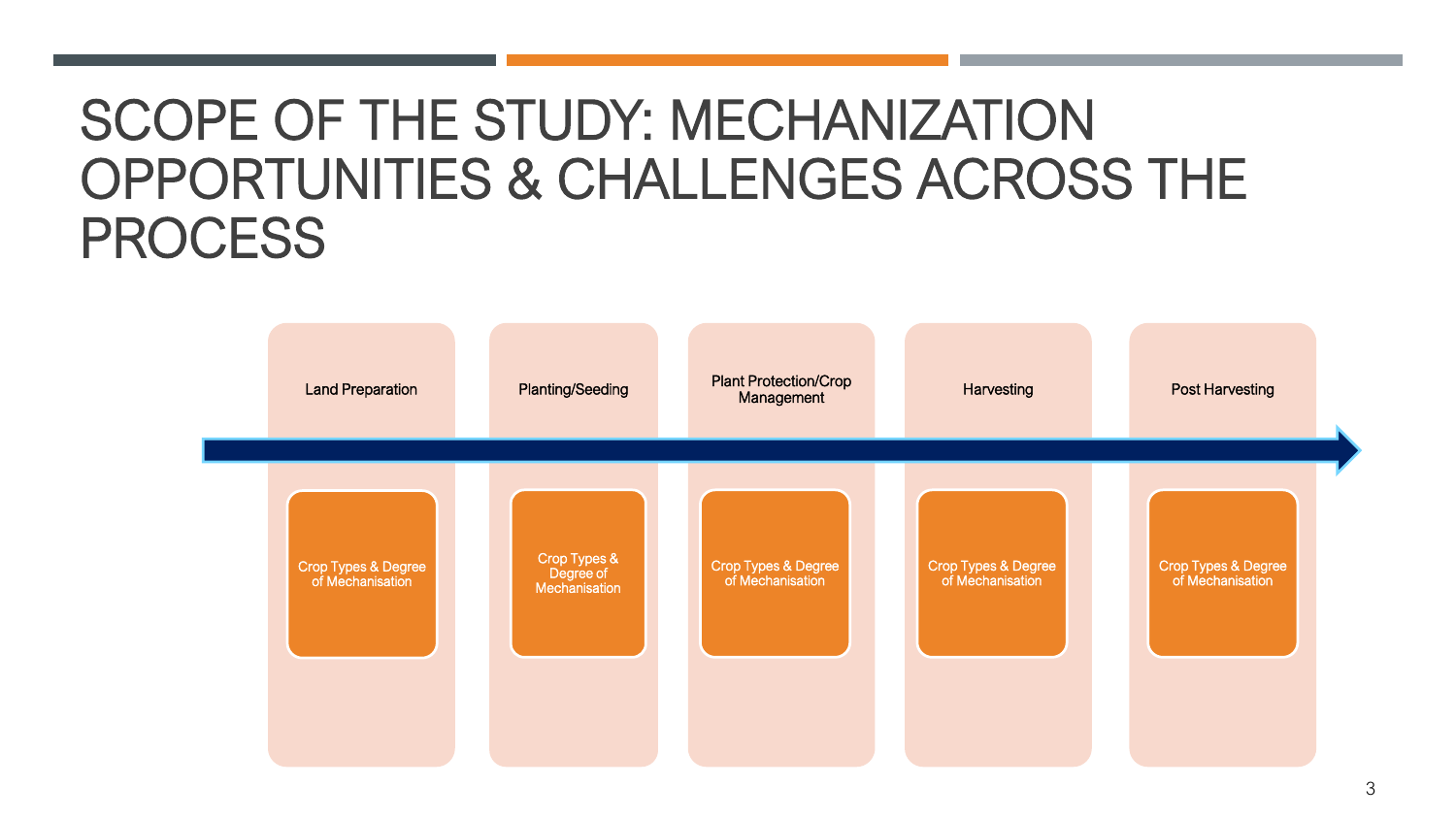# SCOPE OF THE STUDY: MECHANIZATION OPPORTUNITIES & CHALLENGES ACROSS THE PROCESS

| Land Preparation | Planting/Seeding | Plant Protection/Crop Management | Harvesting | Post Harvesting |
| --- | --- | --- | --- | --- |
| Crop Types & Degree of Mechanisation | Crop Types & Degree of Mechanisation | Crop Types & Degree of Mechanisation | Crop Types & Degree of Mechanisation | Crop Types & Degree of Mechanisation |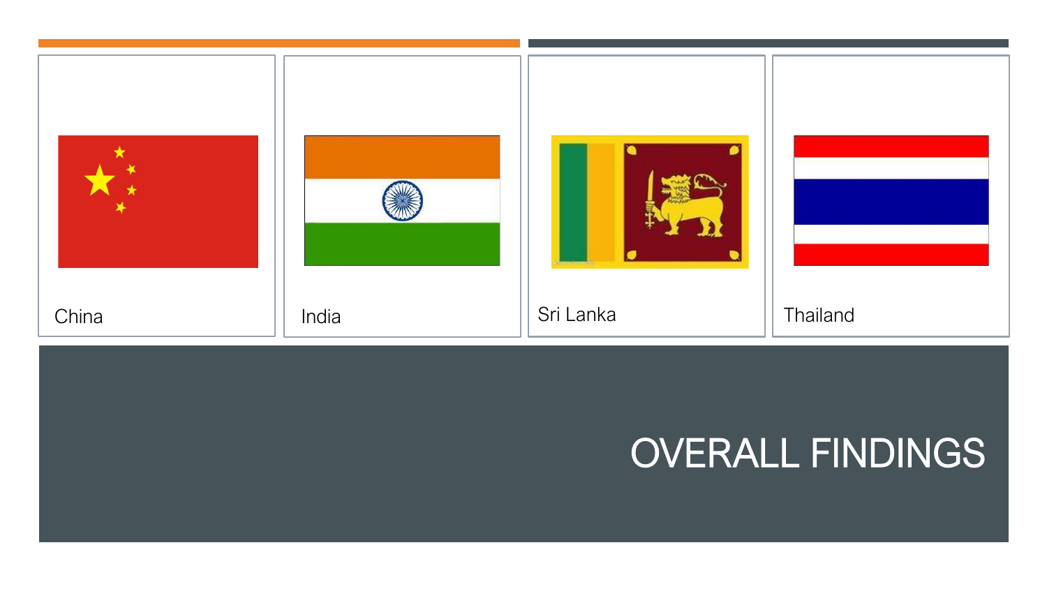China

India

Sri Lanka

Thailand

# OVERALL FINDINGS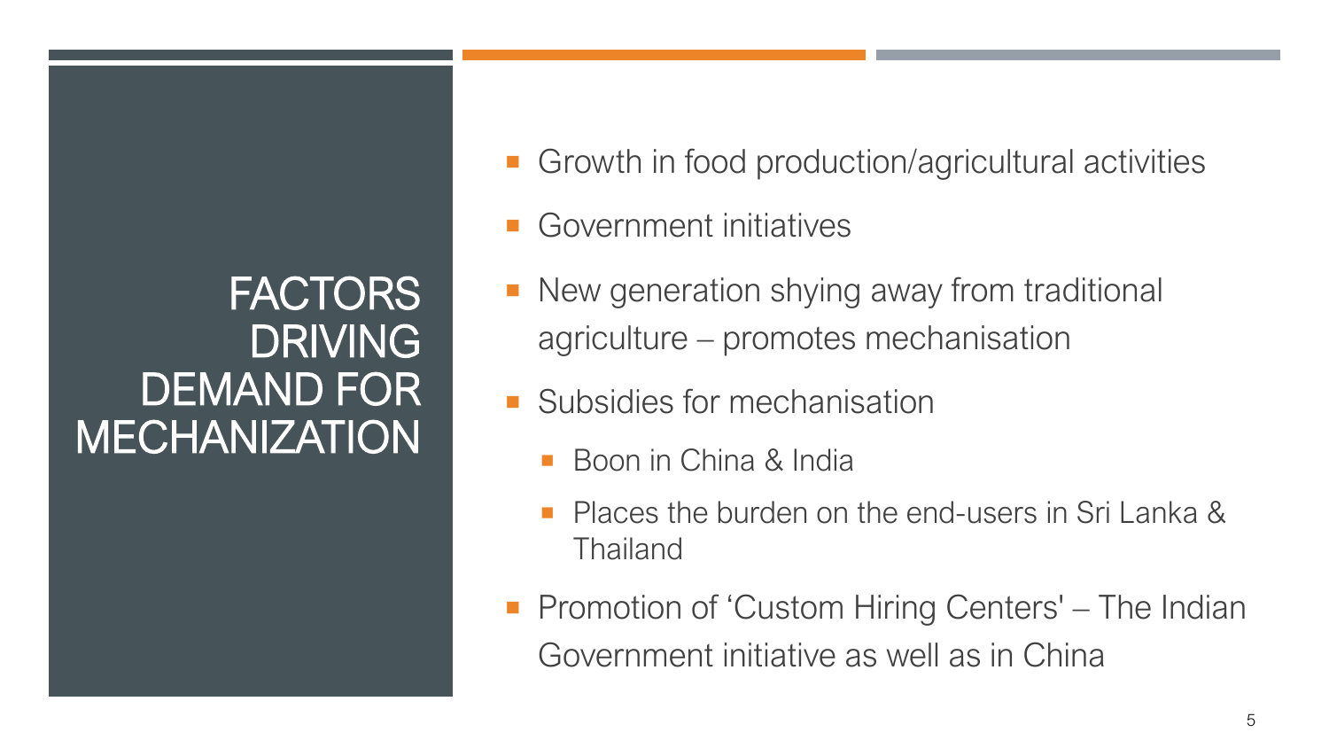# FACTORS DRIVING DEMAND FOR MECHANIZATION

- Growth in food production/agricultural activities
- Government initiatives
- New generation shying away from traditional agriculture – promotes mechanisation
- Subsidies for mechanisation
  - Boon in China & India
  - Places the burden on the end-users in Sri Lanka & Thailand
- Promotion of 'Custom Hiring Centers' – The Indian Government initiative as well as in China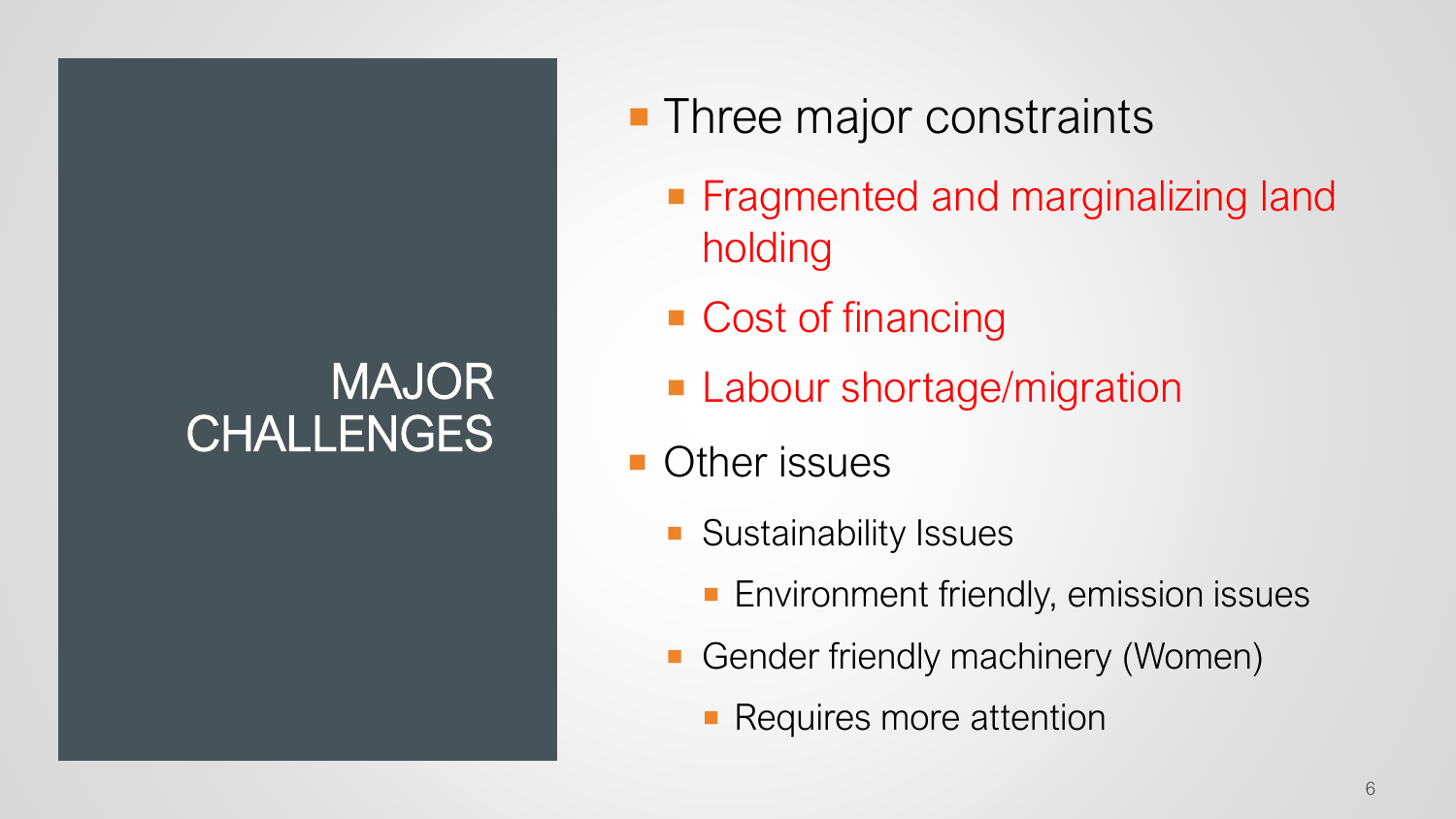# MAJOR CHALLENGES

- Three major constraints
  - Fragmented and marginalizing land holding
  - Cost of financing
  - Labour shortage/migration
- Other issues
  - Sustainability Issues
    - Environment friendly, emission issues
  - Gender friendly machinery (Women)
    - Requires more attention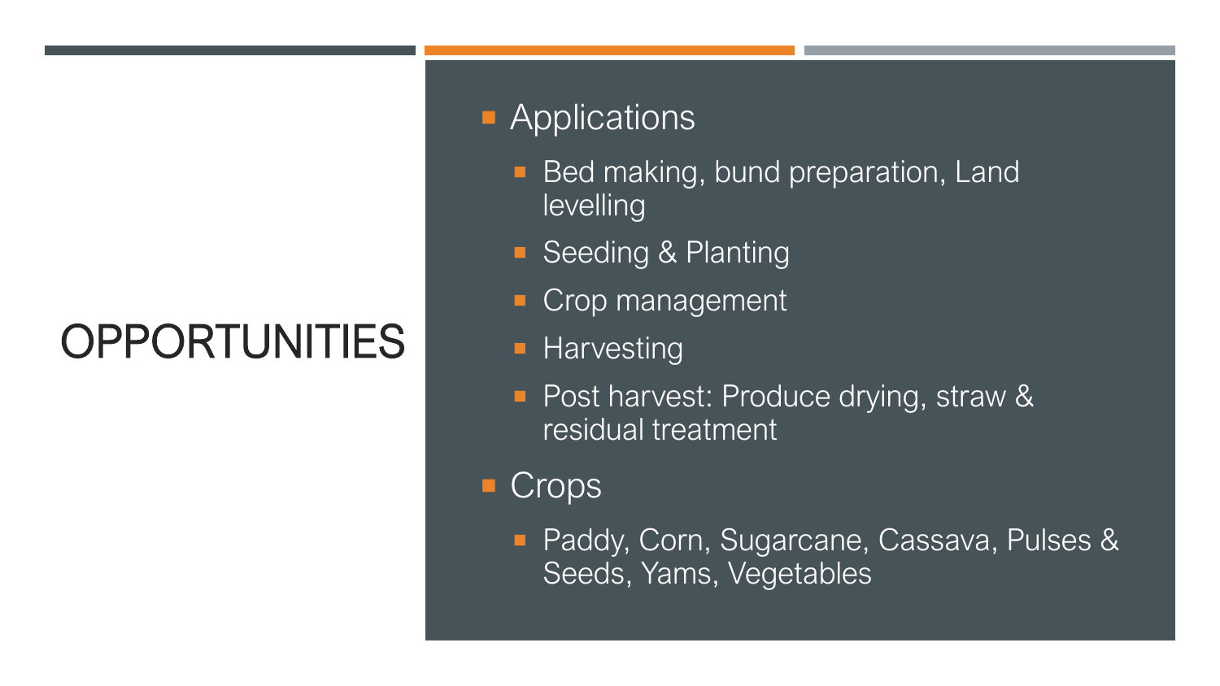# OPPORTUNITIES

- Applications
  - Bed making, bund preparation, Land levelling
  - Seeding & Planting
  - Crop management
  - Harvesting
  - Post harvest: Produce drying, straw & residual treatment
- Crops
  - Paddy, Corn, Sugarcane, Cassava, Pulses & Seeds, Yams, Vegetables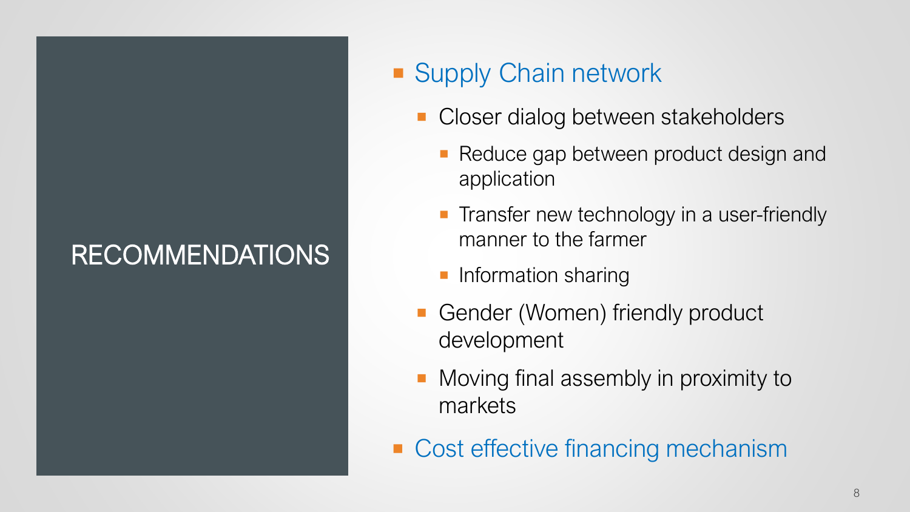# RECOMMENDATIONS

- Supply Chain network
  - Closer dialog between stakeholders
    - Reduce gap between product design and application
    - Transfer new technology in a user-friendly manner to the farmer
    - Information sharing
  - Gender (Women) friendly product development
  - Moving final assembly in proximity to markets
- Cost effective financing mechanism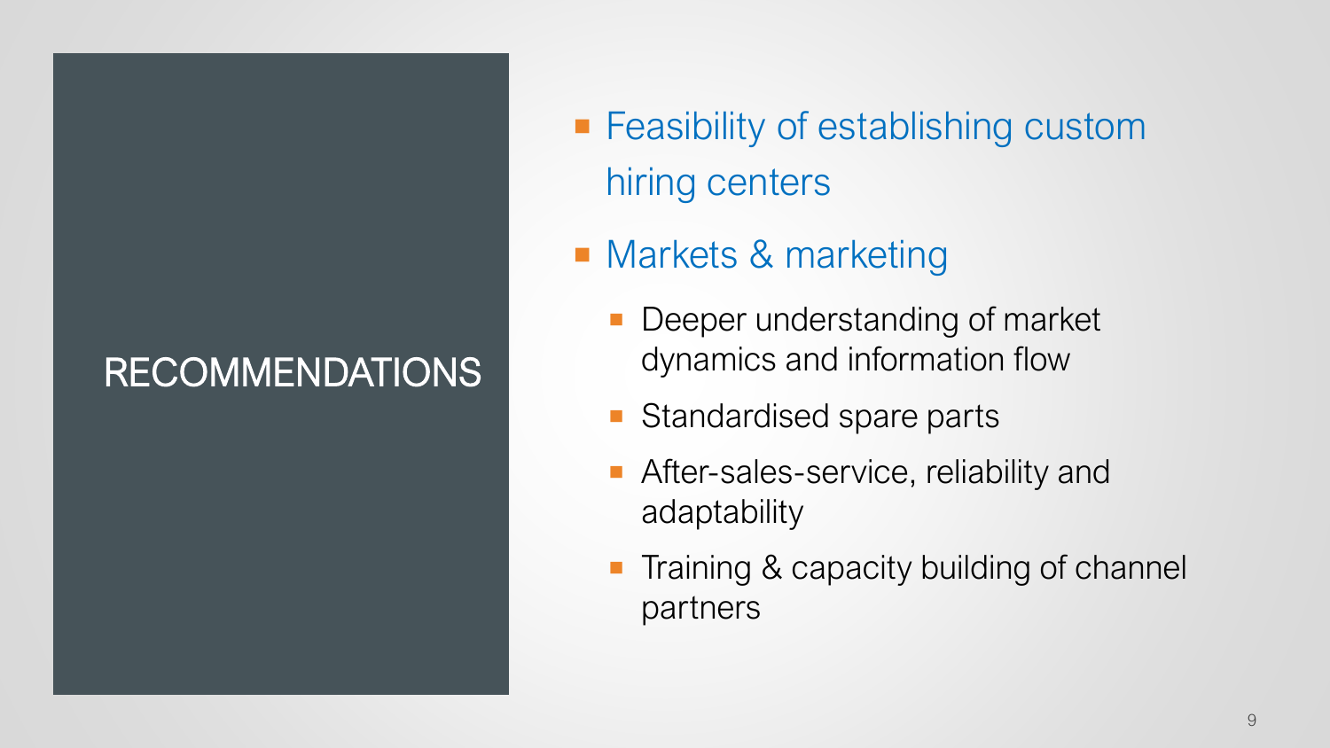# RECOMMENDATIONS

- Feasibility of establishing custom hiring centers
- Markets & marketing
  - Deeper understanding of market dynamics and information flow
  - Standardised spare parts
  - After-sales-service, reliability and adaptability
  - Training & capacity building of channel partners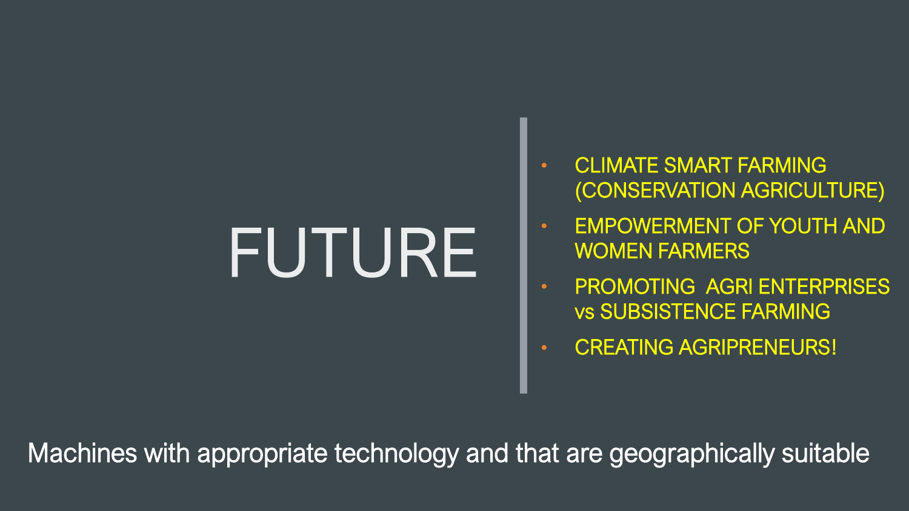# FUTURE

- CLIMATE SMART FARMING (CONSERVATION AGRICULTURE)
- EMPOWERMENT OF YOUTH AND WOMEN FARMERS
- PROMOTING AGRI ENTERPRISES vs SUBSISTENCE FARMING
- CREATING AGRIPRENEURS!

Machines with appropriate technology and that are geographically suitable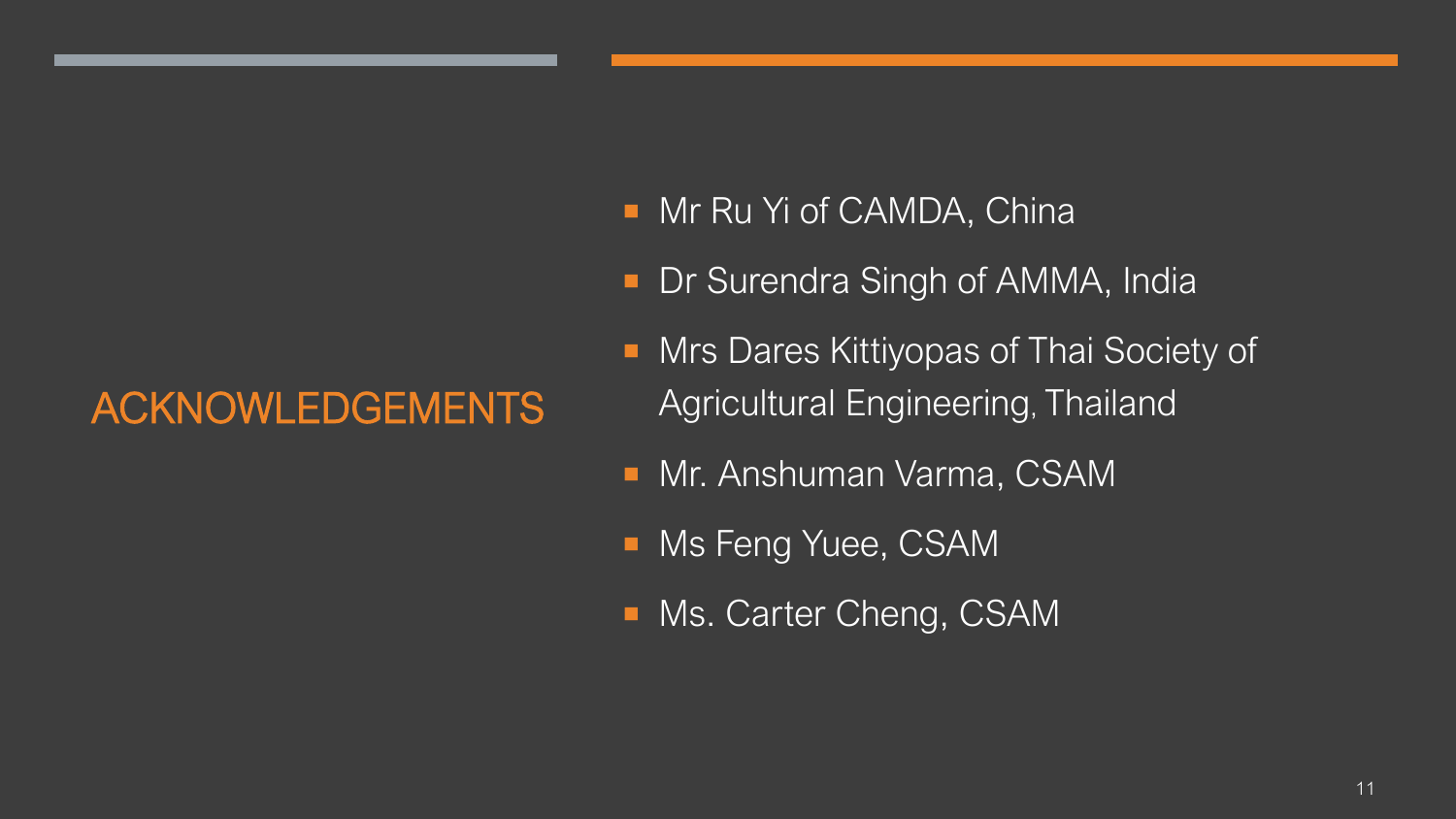# ACKNOWLEDGEMENTS

- Mr Ru Yi of CAMDA, China
- Dr Surendra Singh of AMMA, India
- Mrs Dares Kittiyopas of Thai Society of Agricultural Engineering, Thailand
- Mr. Anshuman Varma, CSAM
- Ms Feng Yuee, CSAM
- Ms. Carter Cheng, CSAM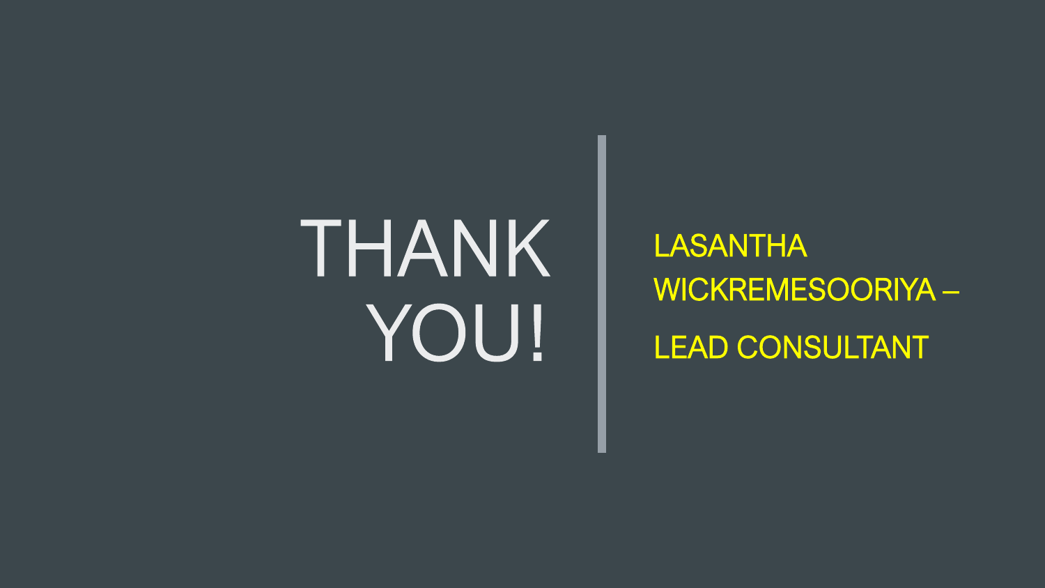# THANK YOU!

LASANTHA WICKREMESOORIYA –

LEAD CONSULTANT